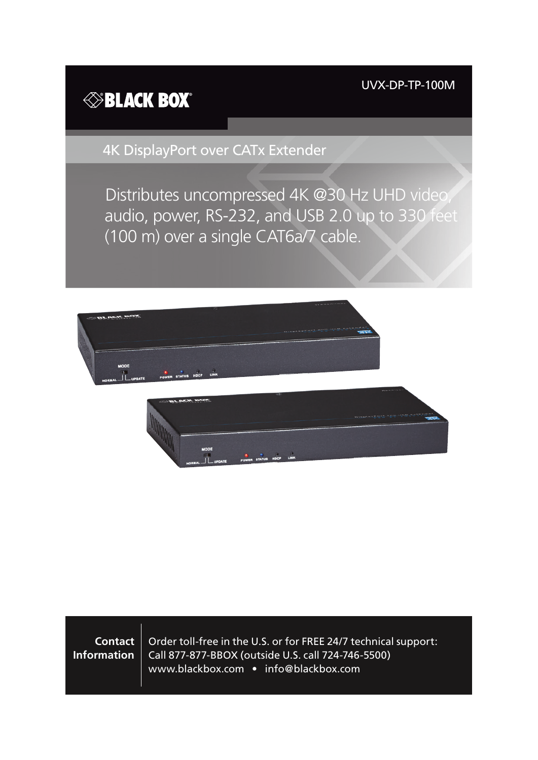UVX-DP-TP-100M

BLACK BOX

# 4K DisplayPort over CATx Extender

Distributes uncompressed 4K @30 Hz UHD video, audio, power, RS-232, and USB 2.0 up to 330 feet (100 m) over a single CAT6a/7 cable.

**Contact Information**

Order toll-free in the U.S. or for FREE 24/7 technical support:
Call 877-877-BBOX (outside U.S. call 724-746-5500)
www.blackbox.com • info@blackbox.com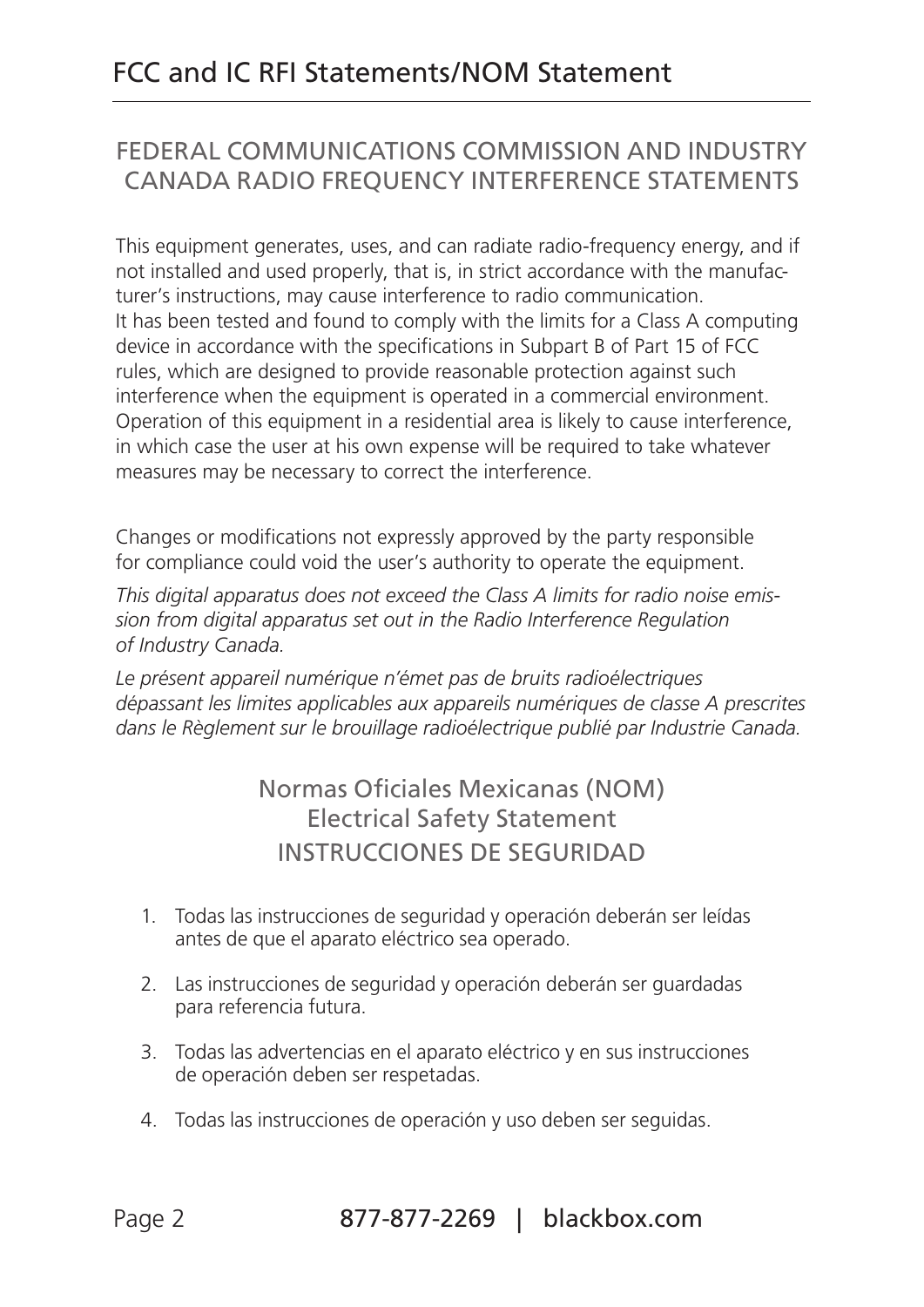# FCC and IC RFI Statements/NOM Statement

## FEDERAL COMMUNICATIONS COMMISSION AND INDUSTRY CANADA RADIO FREQUENCY INTERFERENCE STATEMENTS

This equipment generates, uses, and can radiate radio-frequency energy, and if not installed and used properly, that is, in strict accordance with the manufacturer's instructions, may cause interference to radio communication. It has been tested and found to comply with the limits for a Class A computing device in accordance with the specifications in Subpart B of Part 15 of FCC rules, which are designed to provide reasonable protection against such interference when the equipment is operated in a commercial environment. Operation of this equipment in a residential area is likely to cause interference, in which case the user at his own expense will be required to take whatever measures may be necessary to correct the interference.

Changes or modifications not expressly approved by the party responsible for compliance could void the user's authority to operate the equipment.

*This digital apparatus does not exceed the Class A limits for radio noise emission from digital apparatus set out in the Radio Interference Regulation of Industry Canada.*

*Le présent appareil numérique n'émet pas de bruits radioélectriques dépassant les limites applicables aux appareils numériques de classe A prescrites dans le Règlement sur le brouillage radioélectrique publié par Industrie Canada.*

## Normas Oficiales Mexicanas (NOM) Electrical Safety Statement INSTRUCCIONES DE SEGURIDAD

1. Todas las instrucciones de seguridad y operación deberán ser leídas antes de que el aparato eléctrico sea operado.
2. Las instrucciones de seguridad y operación deberán ser guardadas para referencia futura.
3. Todas las advertencias en el aparato eléctrico y en sus instrucciones de operación deben ser respetadas.
4. Todas las instrucciones de operación y uso deben ser seguidas.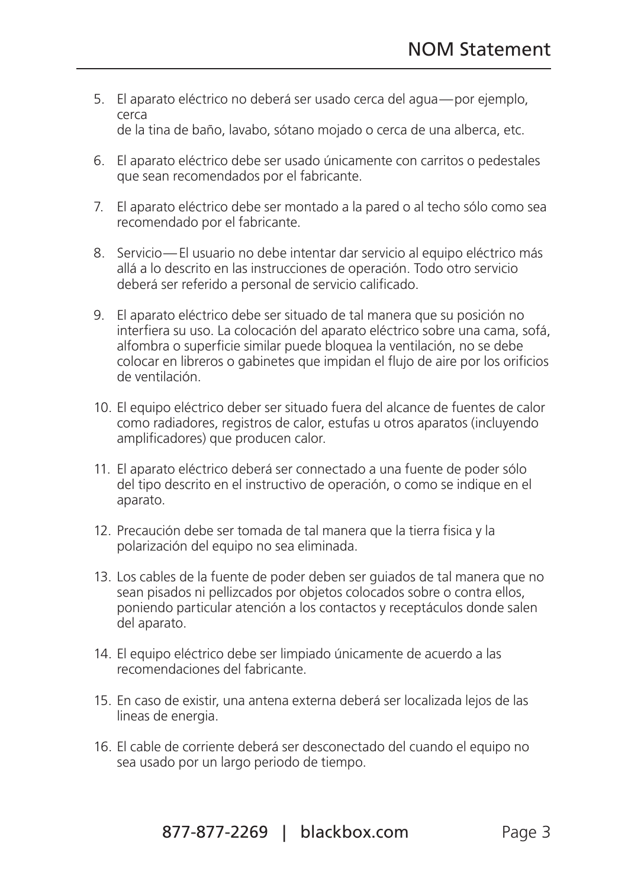5. El aparato eléctrico no deberá ser usado cerca del agua—por ejemplo, cerca
   de la tina de baño, lavabo, sótano mojado o cerca de una alberca, etc.

6. El aparato eléctrico debe ser usado únicamente con carritos o pedestales que sean recomendados por el fabricante.

7. El aparato eléctrico debe ser montado a la pared o al techo sólo como sea recomendado por el fabricante.

8. Servicio—El usuario no debe intentar dar servicio al equipo eléctrico más allá a lo descrito en las instrucciones de operación. Todo otro servicio deberá ser referido a personal de servicio calificado.

9. El aparato eléctrico debe ser situado de tal manera que su posición no interfiera su uso. La colocación del aparato eléctrico sobre una cama, sofá, alfombra o superficie similar puede bloquea la ventilación, no se debe colocar en libreros o gabinetes que impidan el flujo de aire por los orificios de ventilación.

10. El equipo eléctrico deber ser situado fuera del alcance de fuentes de calor como radiadores, registros de calor, estufas u otros aparatos (incluyendo amplificadores) que producen calor.

11. El aparato eléctrico deberá ser connectado a una fuente de poder sólo del tipo descrito en el instructivo de operación, o como se indique en el aparato.

12. Precaución debe ser tomada de tal manera que la tierra fisica y la polarización del equipo no sea eliminada.

13. Los cables de la fuente de poder deben ser guiados de tal manera que no sean pisados ni pellizcados por objetos colocados sobre o contra ellos, poniendo particular atención a los contactos y receptáculos donde salen del aparato.

14. El equipo eléctrico debe ser limpiado únicamente de acuerdo a las recomendaciones del fabricante.

15. En caso de existir, una antena externa deberá ser localizada lejos de las lineas de energia.

16. El cable de corriente deberá ser desconectado del cuando el equipo no sea usado por un largo periodo de tiempo.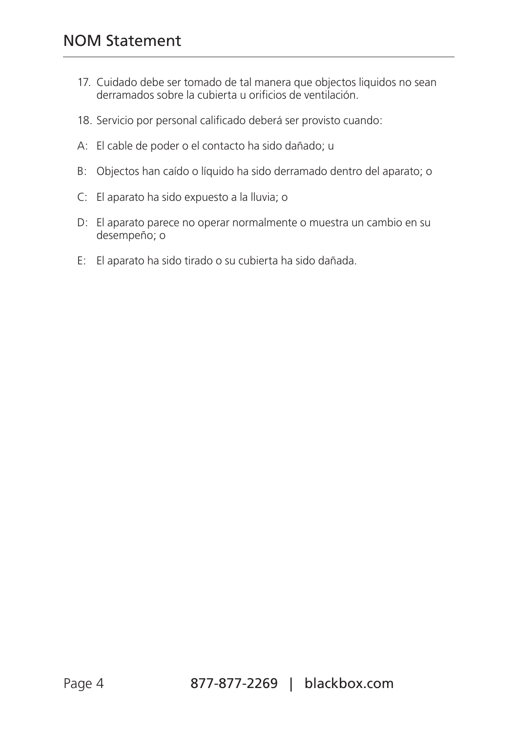# NOM Statement

17. Cuidado debe ser tomado de tal manera que objectos liquidos no sean derramados sobre la cubierta u orificios de ventilación.

18. Servicio por personal calificado deberá ser provisto cuando:

A: El cable de poder o el contacto ha sido dañado; u

B: Objectos han caído o líquido ha sido derramado dentro del aparato; o

C: El aparato ha sido expuesto a la lluvia; o

D: El aparato parece no operar normalmente o muestra un cambio en su desempeño; o

E: El aparato ha sido tirado o su cubierta ha sido dañada.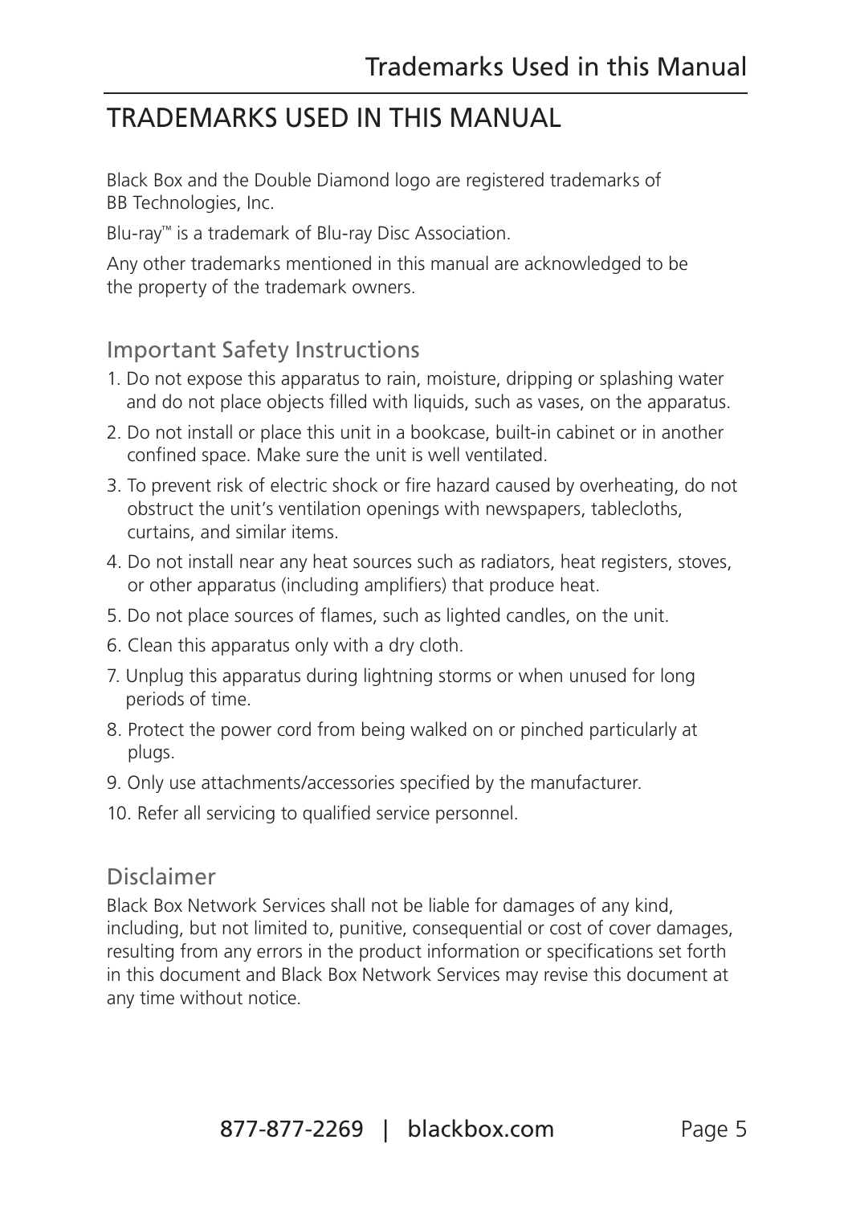# TRADEMARKS USED IN THIS MANUAL

Black Box and the Double Diamond logo are registered trademarks of BB Technologies, Inc.

Blu-ray™ is a trademark of Blu-ray Disc Association.

Any other trademarks mentioned in this manual are acknowledged to be the property of the trademark owners.

## Important Safety Instructions

1. Do not expose this apparatus to rain, moisture, dripping or splashing water and do not place objects filled with liquids, such as vases, on the apparatus.
2. Do not install or place this unit in a bookcase, built-in cabinet or in another confined space. Make sure the unit is well ventilated.
3. To prevent risk of electric shock or fire hazard caused by overheating, do not obstruct the unit's ventilation openings with newspapers, tablecloths, curtains, and similar items.
4. Do not install near any heat sources such as radiators, heat registers, stoves, or other apparatus (including amplifiers) that produce heat.
5. Do not place sources of flames, such as lighted candles, on the unit.
6. Clean this apparatus only with a dry cloth.
7. Unplug this apparatus during lightning storms or when unused for long periods of time.
8. Protect the power cord from being walked on or pinched particularly at plugs.
9. Only use attachments/accessories specified by the manufacturer.
10. Refer all servicing to qualified service personnel.

## Disclaimer

Black Box Network Services shall not be liable for damages of any kind, including, but not limited to, punitive, consequential or cost of cover damages, resulting from any errors in the product information or specifications set forth in this document and Black Box Network Services may revise this document at any time without notice.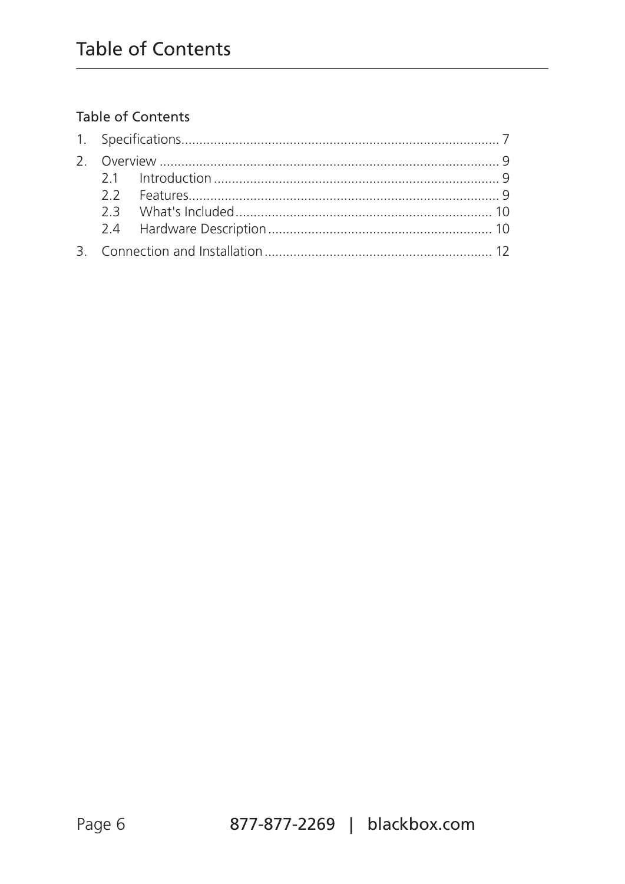# Table of Contents

## Table of Contents

1. Specifications........................................................................................ 7
2. Overview .............................................................................................. 9
   - 2.1 Introduction ............................................................................... 9
   - 2.2 Features...................................................................................... 9
   - 2.3 What's Included....................................................................... 10
   - 2.4 Hardware Description............................................................. 10
3. Connection and Installation.............................................................. 12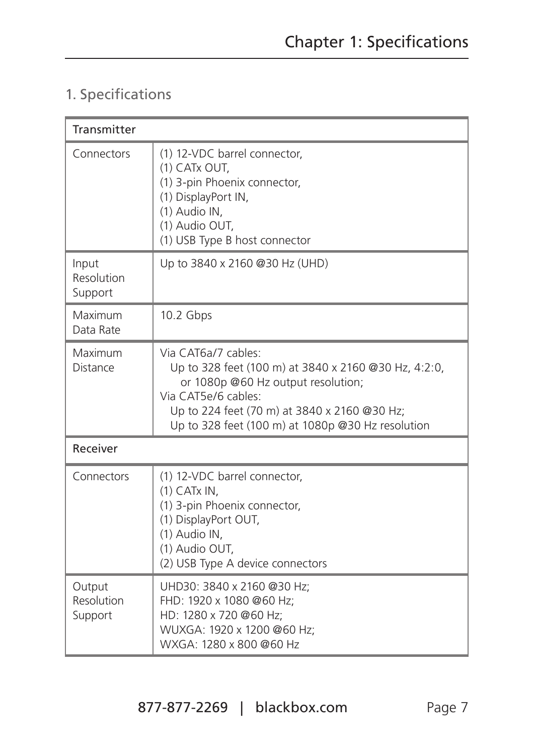## 1. Specifications

| | |
|---|---|
| **Transmitter** | |
| Connectors | (1) 12-VDC barrel connector,<br>(1) CATx OUT,<br>(1) 3-pin Phoenix connector,<br>(1) DisplayPort IN,<br>(1) Audio IN,<br>(1) Audio OUT,<br>(1) USB Type B host connector |
| Input Resolution Support | Up to 3840 x 2160 @30 Hz (UHD) |
| Maximum Data Rate | 10.2 Gbps |
| Maximum Distance | Via CAT6a/7 cables:<br>Up to 328 feet (100 m) at 3840 x 2160 @30 Hz, 4:2:0, or 1080p @60 Hz output resolution;<br>Via CAT5e/6 cables:<br>Up to 224 feet (70 m) at 3840 x 2160 @30 Hz;<br>Up to 328 feet (100 m) at 1080p @30 Hz resolution |
| **Receiver** | |
| Connectors | (1) 12-VDC barrel connector,<br>(1) CATx IN,<br>(1) 3-pin Phoenix connector,<br>(1) DisplayPort OUT,<br>(1) Audio IN,<br>(1) Audio OUT,<br>(2) USB Type A device connectors |
| Output Resolution Support | UHD30: 3840 x 2160 @30 Hz;<br>FHD: 1920 x 1080 @60 Hz;<br>HD: 1280 x 720 @60 Hz;<br>WUXGA: 1920 x 1200 @60 Hz;<br>WXGA: 1280 x 800 @60 Hz |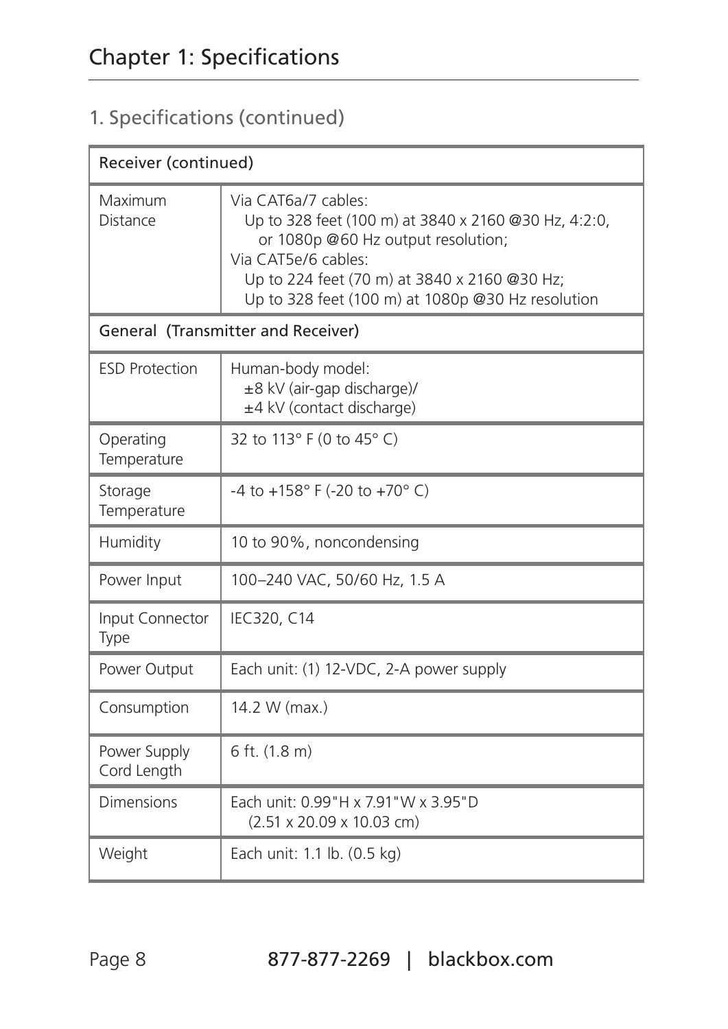# Chapter 1: Specifications

## 1. Specifications (continued)

| Receiver (continued) | |
|---|---|
| Maximum Distance | Via CAT6a/7 cables:<br>Up to 328 feet (100 m) at 3840 x 2160 @30 Hz, 4:2:0, or 1080p @60 Hz output resolution;<br>Via CAT5e/6 cables:<br>Up to 224 feet (70 m) at 3840 x 2160 @30 Hz;<br>Up to 328 feet (100 m) at 1080p @30 Hz resolution |
| **General (Transmitter and Receiver)** | |
| ESD Protection | Human-body model:<br>±8 kV (air-gap discharge)/<br>±4 kV (contact discharge) |
| Operating Temperature | 32 to 113° F (0 to 45° C) |
| Storage Temperature | -4 to +158° F (-20 to +70° C) |
| Humidity | 10 to 90%, noncondensing |
| Power Input | 100–240 VAC, 50/60 Hz, 1.5 A |
| Input Connector Type | IEC320, C14 |
| Power Output | Each unit: (1) 12-VDC, 2-A power supply |
| Consumption | 14.2 W (max.) |
| Power Supply Cord Length | 6 ft. (1.8 m) |
| Dimensions | Each unit: 0.99"H x 7.91"W x 3.95"D<br>(2.51 x 20.09 x 10.03 cm) |
| Weight | Each unit: 1.1 lb. (0.5 kg) |

877-877-2269 | blackbox.com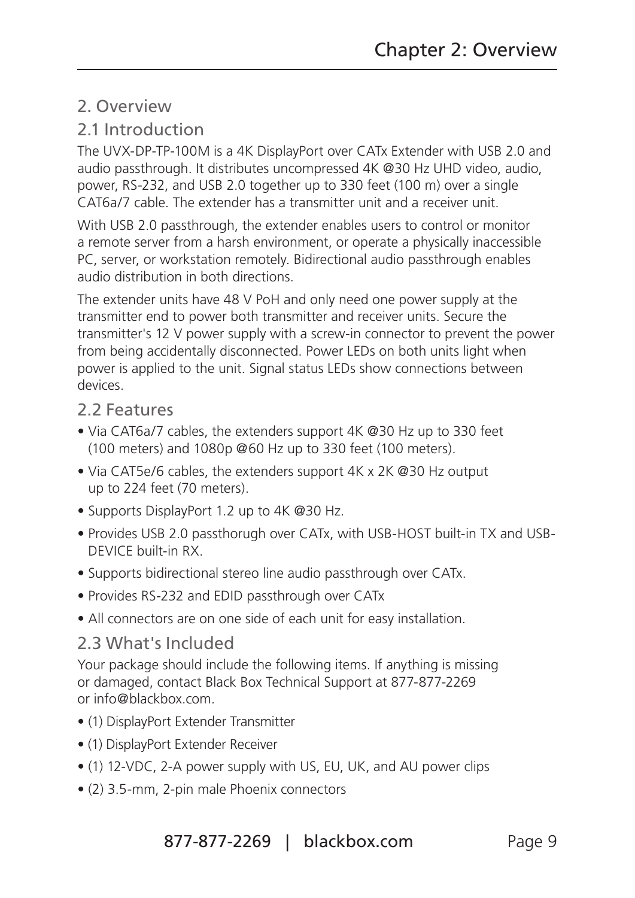# 2. Overview

## 2.1 Introduction

The UVX-DP-TP-100M is a 4K DisplayPort over CATx Extender with USB 2.0 and audio passthrough. It distributes uncompressed 4K @30 Hz UHD video, audio, power, RS-232, and USB 2.0 together up to 330 feet (100 m) over a single CAT6a/7 cable. The extender has a transmitter unit and a receiver unit.

With USB 2.0 passthrough, the extender enables users to control or monitor a remote server from a harsh environment, or operate a physically inaccessible PC, server, or workstation remotely. Bidirectional audio passthrough enables audio distribution in both directions.

The extender units have 48 V PoH and only need one power supply at the transmitter end to power both transmitter and receiver units. Secure the transmitter's 12 V power supply with a screw-in connector to prevent the power from being accidentally disconnected. Power LEDs on both units light when power is applied to the unit. Signal status LEDs show connections between devices.

## 2.2 Features

- Via CAT6a/7 cables, the extenders support 4K @30 Hz up to 330 feet (100 meters) and 1080p @60 Hz up to 330 feet (100 meters).
- Via CAT5e/6 cables, the extenders support 4K x 2K @30 Hz output up to 224 feet (70 meters).
- Supports DisplayPort 1.2 up to 4K @30 Hz.
- Provides USB 2.0 passthorugh over CATx, with USB-HOST built-in TX and USB-DEVICE built-in RX.
- Supports bidirectional stereo line audio passthrough over CATx.
- Provides RS-232 and EDID passthrough over CATx
- All connectors are on one side of each unit for easy installation.

## 2.3 What's Included

Your package should include the following items. If anything is missing or damaged, contact Black Box Technical Support at 877-877-2269 or info@blackbox.com.

- (1) DisplayPort Extender Transmitter
- (1) DisplayPort Extender Receiver
- (1) 12-VDC, 2-A power supply with US, EU, UK, and AU power clips
- (2) 3.5-mm, 2-pin male Phoenix connectors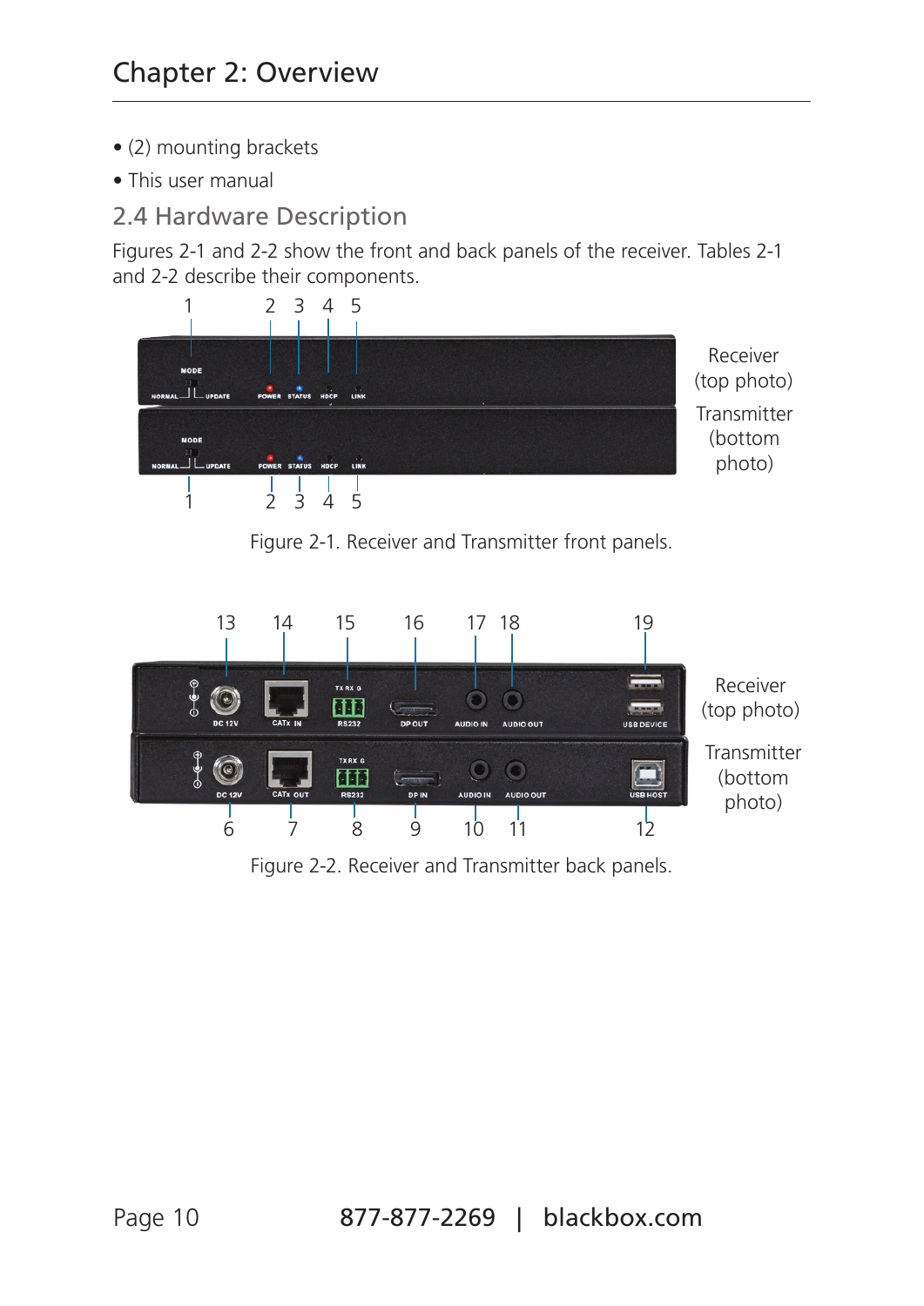- (2) mounting brackets
- This user manual

## 2.4 Hardware Description

Figures 2-1 and 2-2 show the front and back panels of the receiver. Tables 2-1 and 2-2 describe their components.

1 2 3 4 5

Receiver (top photo)

Transmitter (bottom photo)

1 2 3 4 5

Figure 2-1. Receiver and Transmitter front panels.

13 14 15 16 17 18 19

Receiver (top photo)

Transmitter (bottom photo)

6 7 8 9 10 11 12

Figure 2-2. Receiver and Transmitter back panels.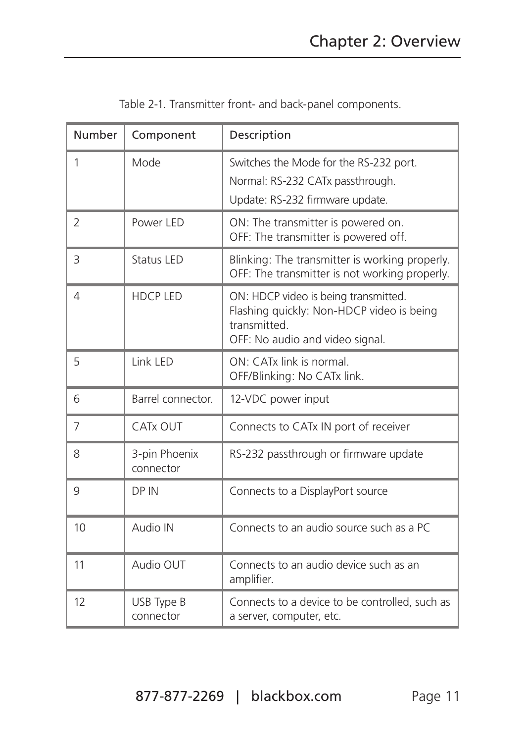Table 2-1. Transmitter front- and back-panel components.

| Number | Component | Description |
|---|---|---|
| 1 | Mode | Switches the Mode for the RS-232 port.<br>Normal: RS-232 CATx passthrough.<br>Update: RS-232 firmware update. |
| 2 | Power LED | ON: The transmitter is powered on.<br>OFF: The transmitter is powered off. |
| 3 | Status LED | Blinking: The transmitter is working properly.<br>OFF: The transmitter is not working properly. |
| 4 | HDCP LED | ON: HDCP video is being transmitted.<br>Flashing quickly: Non-HDCP video is being transmitted.<br>OFF: No audio and video signal. |
| 5 | Link LED | ON: CATx link is normal.<br>OFF/Blinking: No CATx link. |
| 6 | Barrel connector. | 12-VDC power input |
| 7 | CATx OUT | Connects to CATx IN port of receiver |
| 8 | 3-pin Phoenix connector | RS-232 passthrough or firmware update |
| 9 | DP IN | Connects to a DisplayPort source |
| 10 | Audio IN | Connects to an audio source such as a PC |
| 11 | Audio OUT | Connects to an audio device such as an amplifier. |
| 12 | USB Type B connector | Connects to a device to be controlled, such as a server, computer, etc. |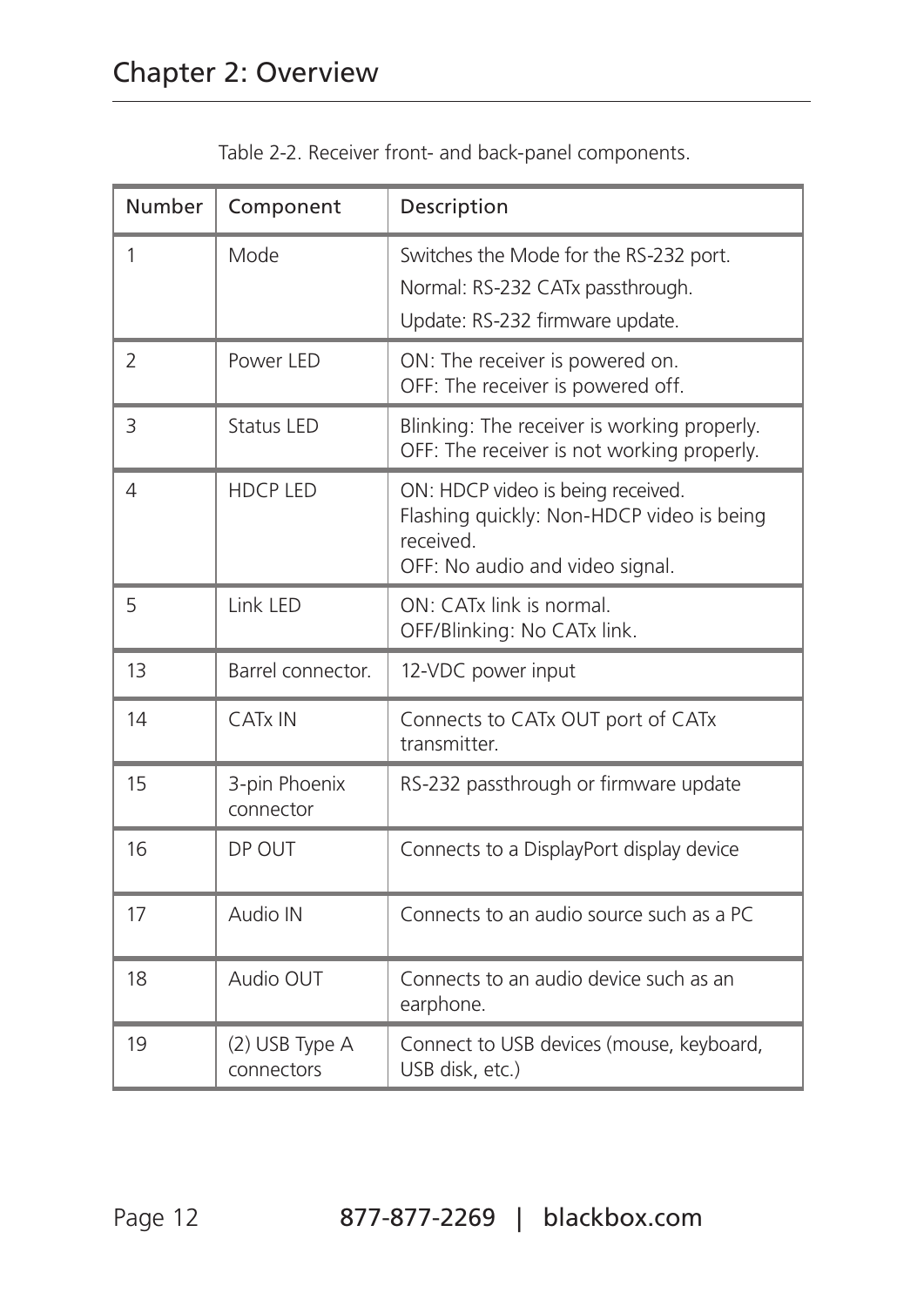# Chapter 2: Overview

Table 2-2. Receiver front- and back-panel components.

| Number | Component | Description |
| --- | --- | --- |
| 1 | Mode | Switches the Mode for the RS-232 port.<br>Normal: RS-232 CATx passthrough.<br>Update: RS-232 firmware update. |
| 2 | Power LED | ON: The receiver is powered on.<br>OFF: The receiver is powered off. |
| 3 | Status LED | Blinking: The receiver is working properly.<br>OFF: The receiver is not working properly. |
| 4 | HDCP LED | ON: HDCP video is being received.<br>Flashing quickly: Non-HDCP video is being received.<br>OFF: No audio and video signal. |
| 5 | Link LED | ON: CATx link is normal.<br>OFF/Blinking: No CATx link. |
| 13 | Barrel connector. | 12-VDC power input |
| 14 | CATx IN | Connects to CATx OUT port of CATx transmitter. |
| 15 | 3-pin Phoenix connector | RS-232 passthrough or firmware update |
| 16 | DP OUT | Connects to a DisplayPort display device |
| 17 | Audio IN | Connects to an audio source such as a PC |
| 18 | Audio OUT | Connects to an audio device such as an earphone. |
| 19 | (2) USB Type A connectors | Connect to USB devices (mouse, keyboard, USB disk, etc.) |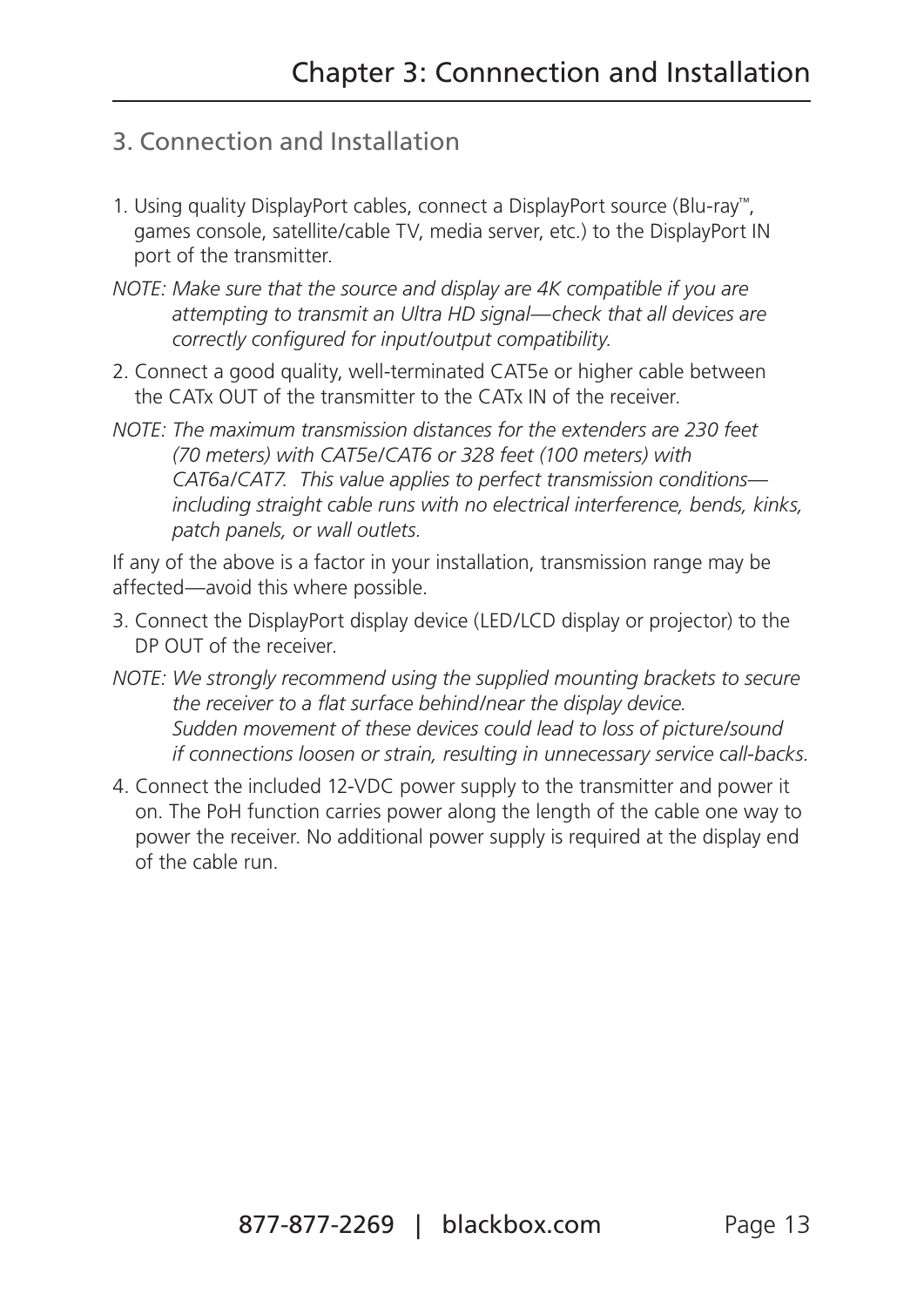## 3. Connection and Installation

1. Using quality DisplayPort cables, connect a DisplayPort source (Blu-ray™, games console, satellite/cable TV, media server, etc.) to the DisplayPort IN port of the transmitter.

*NOTE: Make sure that the source and display are 4K compatible if you are attempting to transmit an Ultra HD signal—check that all devices are correctly configured for input/output compatibility.*

2. Connect a good quality, well-terminated CAT5e or higher cable between the CATx OUT of the transmitter to the CATx IN of the receiver.

*NOTE: The maximum transmission distances for the extenders are 230 feet (70 meters) with CAT5e/CAT6 or 328 feet (100 meters) with CAT6a/CAT7. This value applies to perfect transmission conditions—including straight cable runs with no electrical interference, bends, kinks, patch panels, or wall outlets.*

If any of the above is a factor in your installation, transmission range may be affected—avoid this where possible.

3. Connect the DisplayPort display device (LED/LCD display or projector) to the DP OUT of the receiver.

*NOTE: We strongly recommend using the supplied mounting brackets to secure the receiver to a flat surface behind/near the display device. Sudden movement of these devices could lead to loss of picture/sound if connections loosen or strain, resulting in unnecessary service call-backs.*

4. Connect the included 12-VDC power supply to the transmitter and power it on. The PoH function carries power along the length of the cable one way to power the receiver. No additional power supply is required at the display end of the cable run.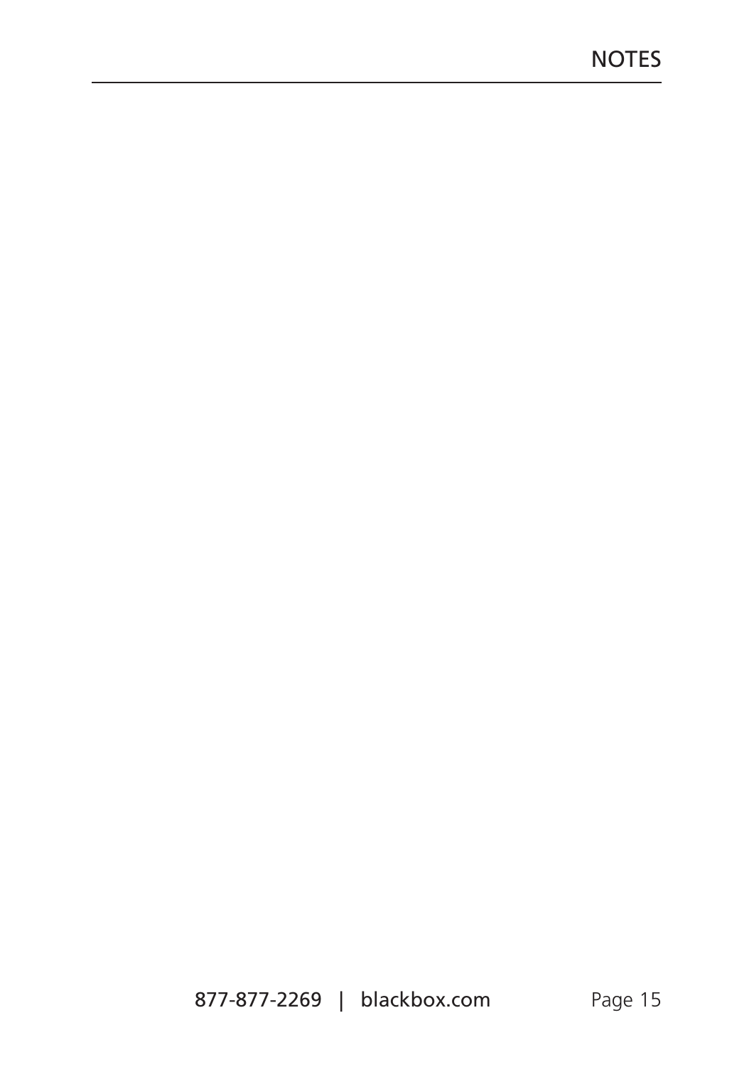# NOTES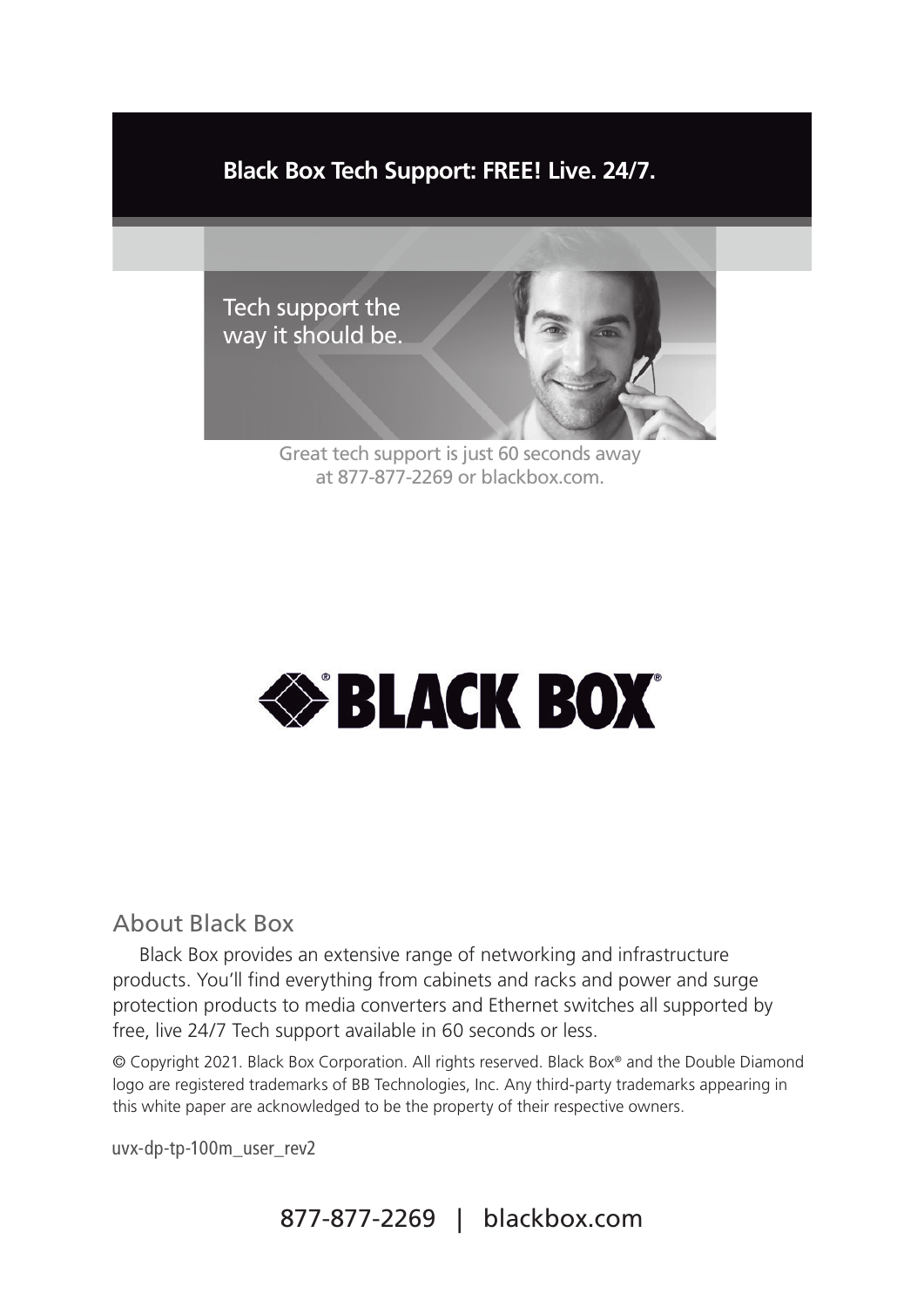**Black Box Tech Support: FREE! Live. 24/7.**

Tech support the way it should be.

Great tech support is just 60 seconds away at 877-877-2269 or blackbox.com.

BLACK BOX

## About Black Box

Black Box provides an extensive range of networking and infrastructure products. You'll find everything from cabinets and racks and power and surge protection products to media converters and Ethernet switches all supported by free, live 24/7 Tech support available in 60 seconds or less.

© Copyright 2021. Black Box Corporation. All rights reserved. Black Box® and the Double Diamond logo are registered trademarks of BB Technologies, Inc. Any third-party trademarks appearing in this white paper are acknowledged to be the property of their respective owners.

uvx-dp-tp-100m_user_rev2

877-877-2269 | blackbox.com